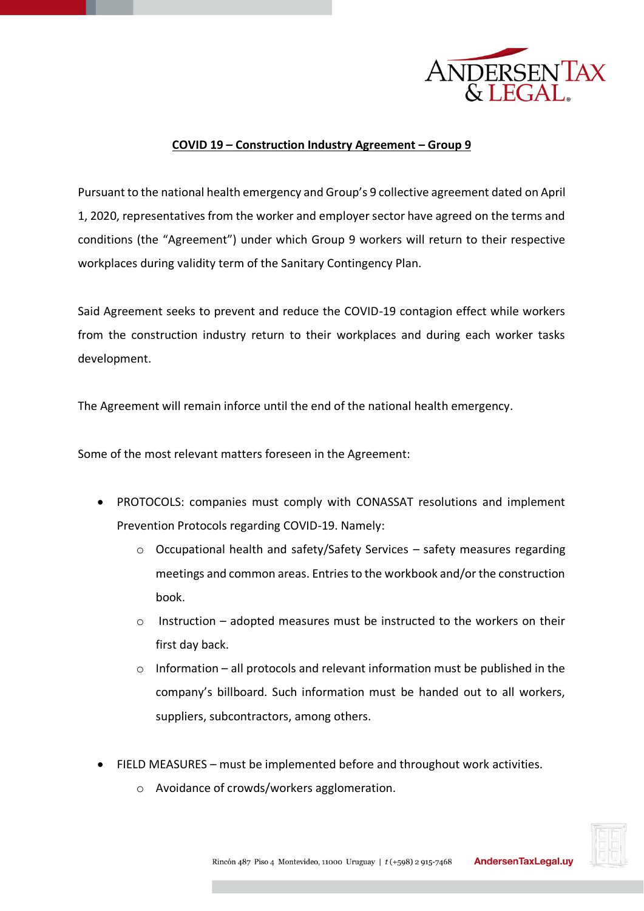## COVID 19 – Construction Industry Agreement – Group 9

Pursuant to the national health emergency and Group's 9 collective agreement dated on April 1, 2020, representatives from the worker and employer sector have agreed on the terms and conditions (the "Agreement") under which Group 9 workers will return to their respective workplaces during validity term of the Sanitary Contingency Plan.

Said Agreement seeks to prevent and reduce the COVID-19 contagion effect while workers from the construction industry return to their workplaces and during each worker tasks development.

The Agreement will remain inforce until the end of the national health emergency.

Some of the most relevant matters foreseen in the Agreement:

- PROTOCOLS: companies must comply with CONASSAT resolutions and implement Prevention Protocols regarding COVID-19. Namely:
  - Occupational health and safety/Safety Services – safety measures regarding meetings and common areas. Entries to the workbook and/or the construction book.
  - Instruction – adopted measures must be instructed to the workers on their first day back.
  - Information – all protocols and relevant information must be published in the company's billboard. Such information must be handed out to all workers, suppliers, subcontractors, among others.

- FIELD MEASURES – must be implemented before and throughout work activities.
  - Avoidance of crowds/workers agglomeration.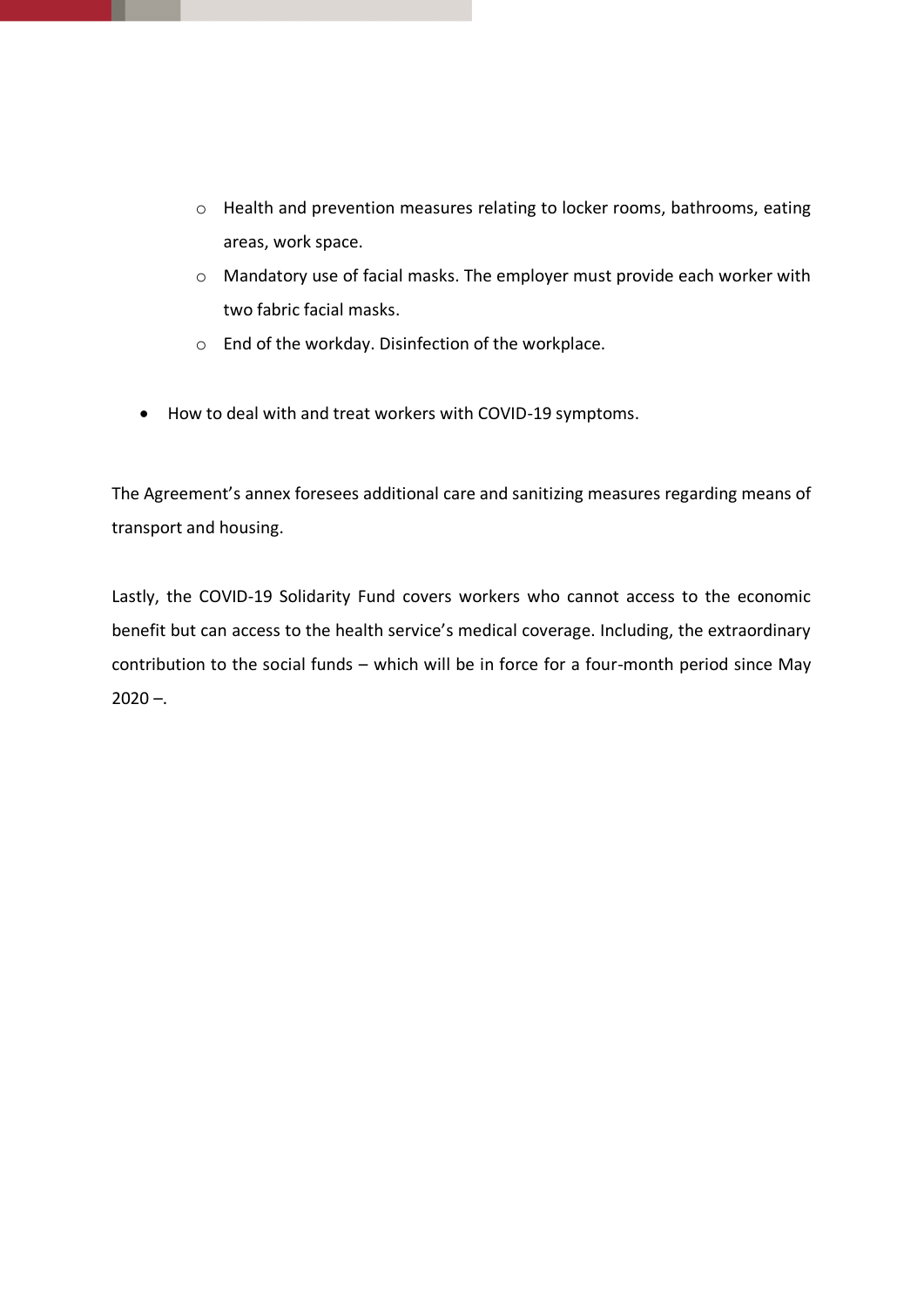- Health and prevention measures relating to locker rooms, bathrooms, eating areas, work space.
    - Mandatory use of facial masks. The employer must provide each worker with two fabric facial masks.
    - End of the workday. Disinfection of the workplace.

- How to deal with and treat workers with COVID-19 symptoms.

The Agreement's annex foresees additional care and sanitizing measures regarding means of transport and housing.

Lastly, the COVID-19 Solidarity Fund covers workers who cannot access to the economic benefit but can access to the health service's medical coverage. Including, the extraordinary contribution to the social funds – which will be in force for a four-month period since May 2020 –.